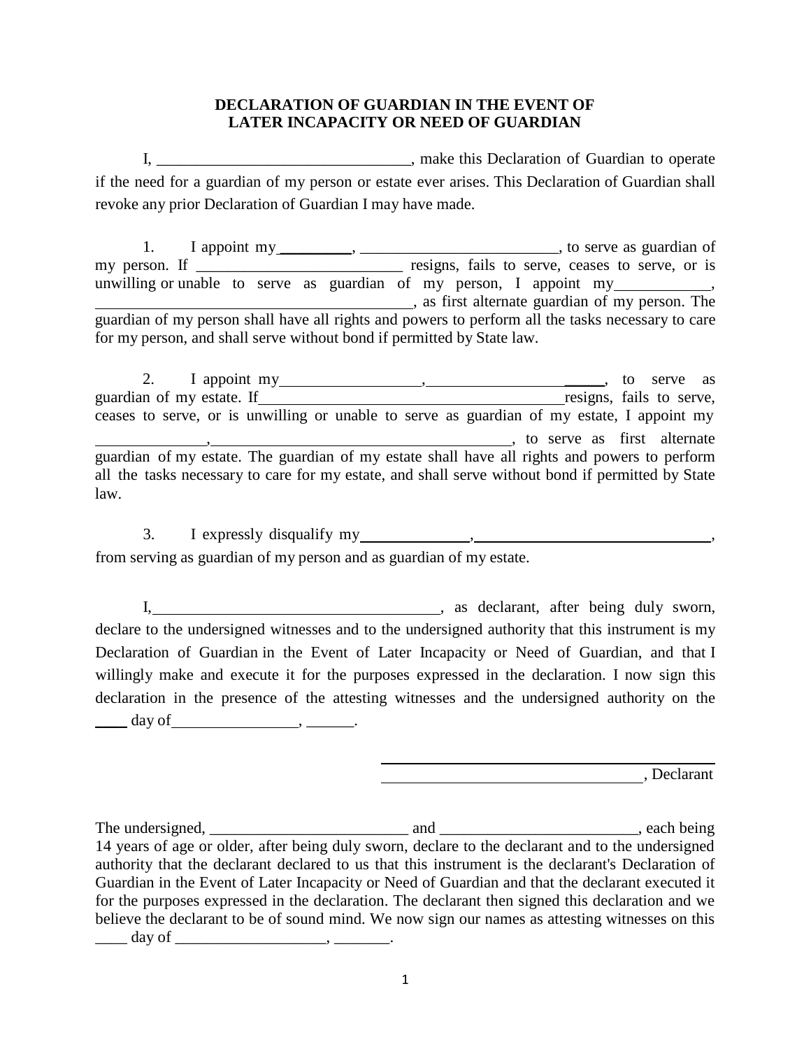# DECLARATION OF GUARDIAN IN THE EVENT OF LATER INCAPACITY OR NEED OF GUARDIAN

I, ________________________________, make this Declaration of Guardian to operate if the need for a guardian of my person or estate ever arises. This Declaration of Guardian shall revoke any prior Declaration of Guardian I may have made.

1. I appoint my _________, _________________________, to serve as guardian of my person. If __________________________ resigns, fails to serve, ceases to serve, or is unwilling or unable to serve as guardian of my person, I appoint my ____________, ________________________________________, as first alternate guardian of my person. The guardian of my person shall have all rights and powers to perform all the tasks necessary to care for my person, and shall serve without bond if permitted by State law.

2. I appoint my __________________, _______________________, to serve as guardian of my estate. If ________________________________________ resigns, fails to serve, ceases to serve, or is unwilling or unable to serve as guardian of my estate, I appoint my ______________, ______________________________________, to serve as first alternate guardian of my estate. The guardian of my estate shall have all rights and powers to perform all the tasks necessary to care for my estate, and shall serve without bond if permitted by State law.

3. I expressly disqualify my ______________, _______________________________, from serving as guardian of my person and as guardian of my estate.

I, _____________________________________, as declarant, after being duly sworn, declare to the undersigned witnesses and to the undersigned authority that this instrument is my Declaration of Guardian in the Event of Later Incapacity or Need of Guardian, and that I willingly make and execute it for the purposes expressed in the declaration. I now sign this declaration in the presence of the attesting witnesses and the undersigned authority on the ____ day of ________________, ______.

_________________________________________

_________________________________, Declarant

The undersigned, _________________________ and _________________________, each being 14 years of age or older, after being duly sworn, declare to the declarant and to the undersigned authority that the declarant declared to us that this instrument is the declarant's Declaration of Guardian in the Event of Later Incapacity or Need of Guardian and that the declarant executed it for the purposes expressed in the declaration. The declarant then signed this declaration and we believe the declarant to be of sound mind. We now sign our names as attesting witnesses on this ____ day of ___________________, _______.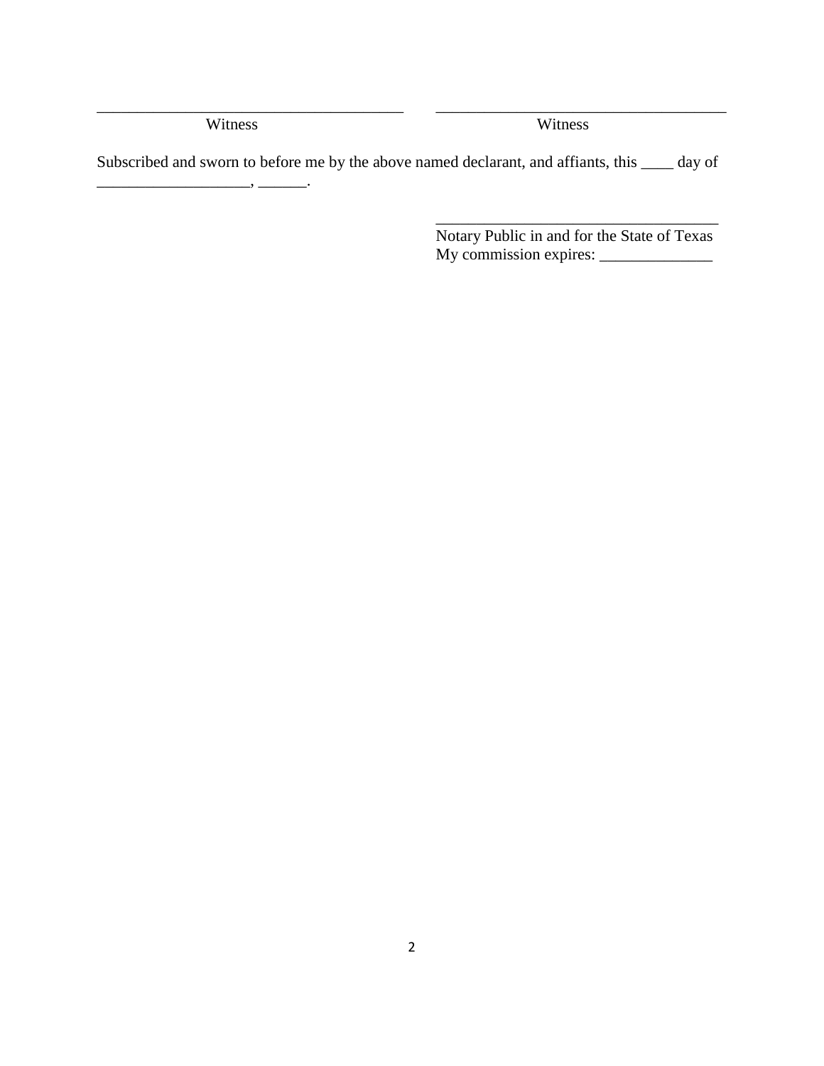\_\_\_\_\_\_\_\_\_\_\_\_\_\_\_\_\_\_\_\_\_\_\_\_\_\_\_\_\_\_\_\_\_\_\_\_\_\_ \_\_\_\_\_\_\_\_\_\_\_\_\_\_\_\_\_\_\_\_\_\_\_\_\_\_\_\_\_\_\_\_\_\_\_\_\_\_

Witness Witness

Subscribed and sworn to before me by the above named declarant, and affiants, this \_\_\_\_ day of \_\_\_\_\_\_\_\_\_\_\_\_\_\_\_\_\_\_\_, \_\_\_\_\_\_.

\_\_\_\_\_\_\_\_\_\_\_\_\_\_\_\_\_\_\_\_\_\_\_\_\_\_\_\_\_\_\_\_\_\_\_\_

Notary Public in and for the State of Texas

My commission expires: \_\_\_\_\_\_\_\_\_\_\_\_\_\_